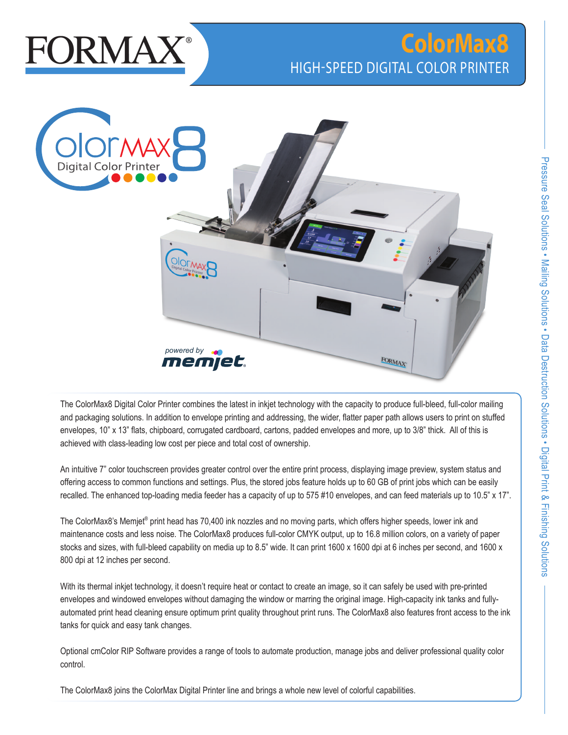# FORMAX®

## ColorMax8

### HIGH-SPEED DIGITAL COLOR PRINTER

The ColorMax8 Digital Color Printer combines the latest in inkjet technology with the capacity to produce full-bleed, full-color mailing and packaging solutions. In addition to envelope printing and addressing, the wider, flatter paper path allows users to print on stuffed envelopes, 10" x 13" flats, chipboard, corrugated cardboard, cartons, padded envelopes and more, up to 3/8" thick. All of this is achieved with class-leading low cost per piece and total cost of ownership.

An intuitive 7" color touchscreen provides greater control over the entire print process, displaying image preview, system status and offering access to common functions and settings. Plus, the stored jobs feature holds up to 60 GB of print jobs which can be easily recalled. The enhanced top-loading media feeder has a capacity of up to 575 #10 envelopes, and can feed materials up to 10.5" x 17".

The ColorMax8's Memjet® print head has 70,400 ink nozzles and no moving parts, which offers higher speeds, lower ink and maintenance costs and less noise. The ColorMax8 produces full-color CMYK output, up to 16.8 million colors, on a variety of paper stocks and sizes, with full-bleed capability on media up to 8.5" wide. It can print 1600 x 1600 dpi at 6 inches per second, and 1600 x 800 dpi at 12 inches per second.

With its thermal inkjet technology, it doesn't require heat or contact to create an image, so it can safely be used with pre-printed envelopes and windowed envelopes without damaging the window or marring the original image. High-capacity ink tanks and fully-automated print head cleaning ensure optimum print quality throughout print runs. The ColorMax8 also features front access to the ink tanks for quick and easy tank changes.

Optional cmColor RIP Software provides a range of tools to automate production, manage jobs and deliver professional quality color control.

The ColorMax8 joins the ColorMax Digital Printer line and brings a whole new level of colorful capabilities.

Pressure Seal Solutions • Mailing Solutions • Data Destruction Solutions • Digital Print & Finishing Solutions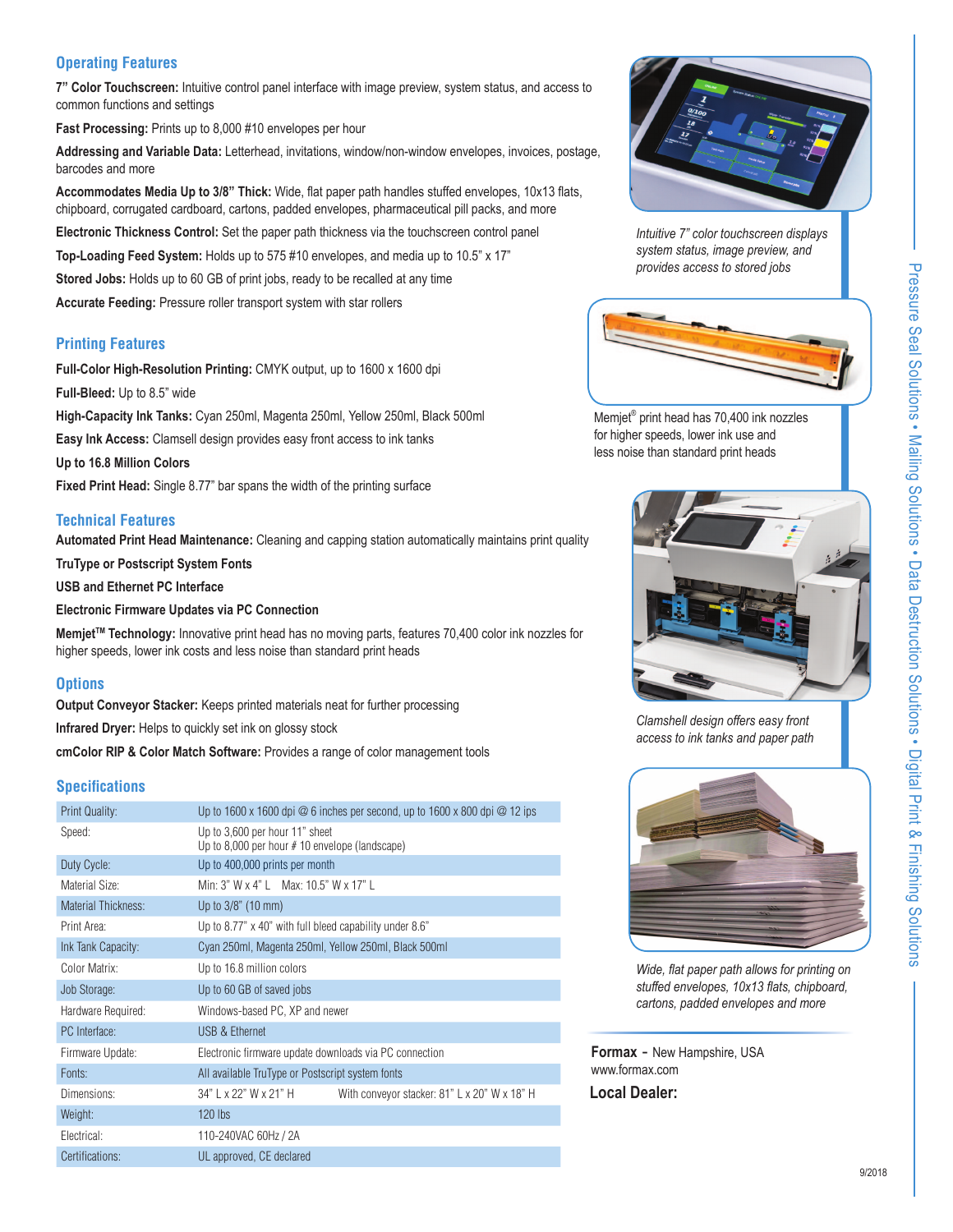## Operating Features

**7" Color Touchscreen:** Intuitive control panel interface with image preview, system status, and access to common functions and settings

**Fast Processing:** Prints up to 8,000 #10 envelopes per hour

**Addressing and Variable Data:** Letterhead, invitations, window/non-window envelopes, invoices, postage, barcodes and more

**Accommodates Media Up to 3/8" Thick:** Wide, flat paper path handles stuffed envelopes, 10x13 flats, chipboard, corrugated cardboard, cartons, padded envelopes, pharmaceutical pill packs, and more

**Electronic Thickness Control:** Set the paper path thickness via the touchscreen control panel

**Top-Loading Feed System:** Holds up to 575 #10 envelopes, and media up to 10.5" x 17"

**Stored Jobs:** Holds up to 60 GB of print jobs, ready to be recalled at any time

**Accurate Feeding:** Pressure roller transport system with star rollers

## Printing Features

**Full-Color High-Resolution Printing:** CMYK output, up to 1600 x 1600 dpi

**Full-Bleed:** Up to 8.5" wide

**High-Capacity Ink Tanks:** Cyan 250ml, Magenta 250ml, Yellow 250ml, Black 500ml

**Easy Ink Access:** Clamsell design provides easy front access to ink tanks

**Up to 16.8 Million Colors**

**Fixed Print Head:** Single 8.77" bar spans the width of the printing surface

## Technical Features

**Automated Print Head Maintenance:** Cleaning and capping station automatically maintains print quality

**TruType or Postscript System Fonts**

**USB and Ethernet PC Interface**

**Electronic Firmware Updates via PC Connection**

**Memjet™ Technology:** Innovative print head has no moving parts, features 70,400 color ink nozzles for higher speeds, lower ink costs and less noise than standard print heads

## Options

**Output Conveyor Stacker:** Keeps printed materials neat for further processing

**Infrared Dryer:** Helps to quickly set ink on glossy stock

**cmColor RIP & Color Match Software:** Provides a range of color management tools

## Specifications

| | | |
|---|---|---|
| Print Quality: | Up to 1600 x 1600 dpi @ 6 inches per second, up to 1600 x 800 dpi @ 12 ips | |
| Speed: | Up to 3,600 per hour 11" sheet<br>Up to 8,000 per hour # 10 envelope (landscape) | |
| Duty Cycle: | Up to 400,000 prints per month | |
| Material Size: | Min: 3" W x 4" L Max: 10.5" W x 17" L | |
| Material Thickness: | Up to 3/8" (10 mm) | |
| Print Area: | Up to 8.77" x 40" with full bleed capability under 8.6" | |
| Ink Tank Capacity: | Cyan 250ml, Magenta 250ml, Yellow 250ml, Black 500ml | |
| Color Matrix: | Up to 16.8 million colors | |
| Job Storage: | Up to 60 GB of saved jobs | |
| Hardware Required: | Windows-based PC, XP and newer | |
| PC Interface: | USB & Ethernet | |
| Firmware Update: | Electronic firmware update downloads via PC connection | |
| Fonts: | All available TruType or Postscript system fonts | |
| Dimensions: | 34" L x 22" W x 21" H | With conveyor stacker: 81" L x 20" W x 18" H |
| Weight: | 120 lbs | |
| Electrical: | 110-240VAC 60Hz / 2A | |
| Certifications: | UL approved, CE declared | |

*Intuitive 7" color touchscreen displays system status, image preview, and provides access to stored jobs*

Memjet® print head has 70,400 ink nozzles for higher speeds, lower ink use and less noise than standard print heads

*Clamshell design offers easy front access to ink tanks and paper path*

*Wide, flat paper path allows for printing on stuffed envelopes, 10x13 flats, chipboard, cartons, padded envelopes and more*

**Formax** - New Hampshire, USA
www.formax.com

**Local Dealer:**

Pressure Seal Solutions • Mailing Solutions • Data Destruction Solutions • Digital Print & Finishing Solutions

9/2018